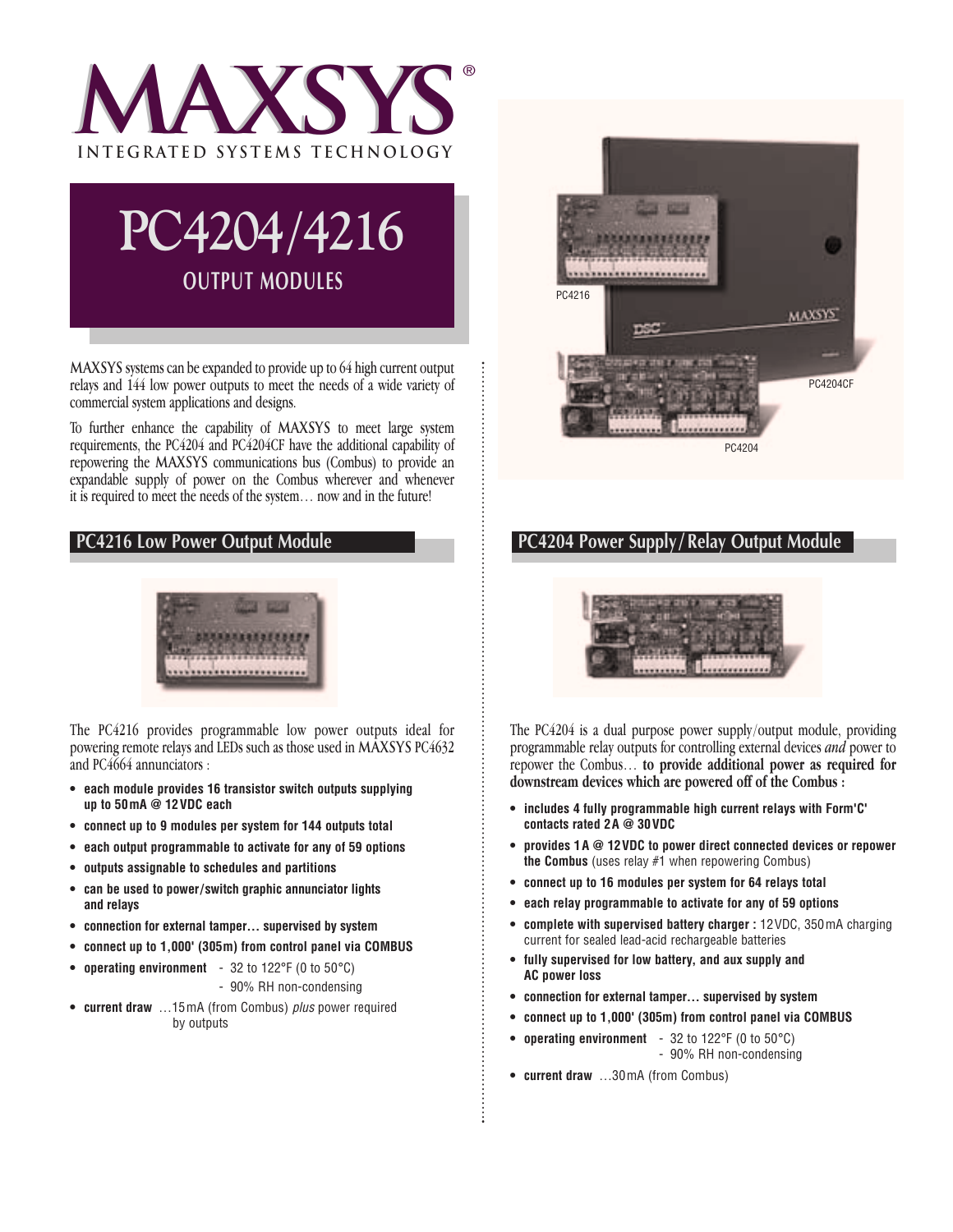# MAXSYS®

INTEGRATED SYSTEMS TECHNOLOGY

# PC4204/4216

## OUTPUT MODULES

MAXSYS systems can be expanded to provide up to 64 high current output relays and 144 low power outputs to meet the needs of a wide variety of commercial system applications and designs.

To further enhance the capability of MAXSYS to meet large system requirements, the PC4204 and PC4204CF have the additional capability of repowering the MAXSYS communications bus (Combus) to provide an expandable supply of power on the Combus wherever and whenever it is required to meet the needs of the system… now and in the future!

PC4216

PC4204CF

PC4204

## PC4216 Low Power Output Module

The PC4216 provides programmable low power outputs ideal for powering remote relays and LEDs such as those used in MAXSYS PC4632 and PC4664 annunciators :

- **each module provides 16 transistor switch outputs supplying up to 50 mA @ 12 VDC each**
- **connect up to 9 modules per system for 144 outputs total**
- **each output programmable to activate for any of 59 options**
- **outputs assignable to schedules and partitions**
- **can be used to power/switch graphic annunciator lights and relays**
- **connection for external tamper… supervised by system**
- **connect up to 1,000' (305m) from control panel via COMBUS**
- **operating environment** - 32 to 122°F (0 to 50°C)
  - 90% RH non-condensing
- **current draw** …15 mA (from Combus) *plus* power required by outputs

## PC4204 Power Supply/Relay Output Module

The PC4204 is a dual purpose power supply/output module, providing programmable relay outputs for controlling external devices *and* power to repower the Combus… **to provide additional power as required for downstream devices which are powered off of the Combus :**

- **includes 4 fully programmable high current relays with Form'C' contacts rated 2 A @ 30 VDC**
- **provides 1 A @ 12 VDC to power direct connected devices or repower the Combus** (uses relay #1 when repowering Combus)
- **connect up to 16 modules per system for 64 relays total**
- **each relay programmable to activate for any of 59 options**
- **complete with supervised battery charger :** 12 VDC, 350 mA charging current for sealed lead-acid rechargeable batteries
- **fully supervised for low battery, and aux supply and AC power loss**
- **connection for external tamper… supervised by system**
- **connect up to 1,000' (305m) from control panel via COMBUS**
- **operating environment** - 32 to 122°F (0 to 50°C)
  - 90% RH non-condensing
- **current draw** …30 mA (from Combus)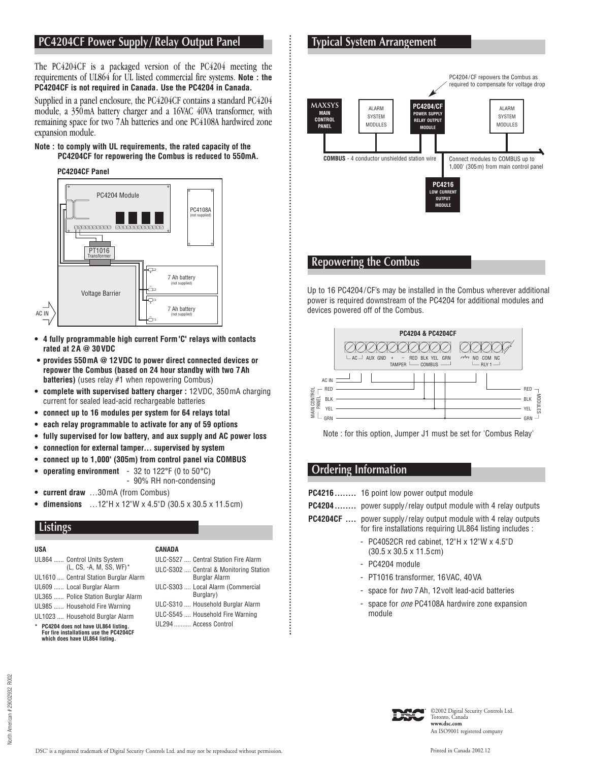## PC4204CF Power Supply/Relay Output Panel

The PC4204CF is a packaged version of the PC4204 meeting the requirements of UL864 for UL listed commercial fire systems. **Note : the PC4204CF is not required in Canada. Use the PC4204 in Canada.**

Supplied in a panel enclosure, the PC4204CF contains a standard PC4204 module, a 350mA battery charger and a 16VAC 40VA transformer, with remaining space for two 7Ah batteries and one PC4108A hardwired zone expansion module.

**Note : to comply with UL requirements, the rated capacity of the PC4204CF for repowering the Combus is reduced to 550mA.**

**PC4204CF Panel**

PC4204 Module

PC4108A (not supplied)

PT1016 Transformer

Voltage Barrier

7 Ah battery (not supplied)

7 Ah battery (not supplied)

AC IN

- **4 fully programmable high current Form 'C' relays with contacts rated at 2A @ 30VDC**
- **provides 550mA @ 12VDC to power direct connected devices or repower the Combus (based on 24 hour standby with two 7Ah batteries)** (uses relay #1 when repowering Combus)
- **complete with supervised battery charger :** 12VDC, 350mA charging current for sealed lead-acid rechargeable batteries
- **connect up to 16 modules per system for 64 relays total**
- **each relay programmable to activate for any of 59 options**
- **fully supervised for low battery, and aux supply and AC power loss**
- **connection for external tamper… supervised by system**
- **connect up to 1,000' (305m) from control panel via COMBUS**
- **operating environment** - 32 to 122°F (0 to 50°C)
  - 90% RH non-condensing
- **current draw** …30mA (from Combus)
- **dimensions** …12"H x 12"W x 4.5"D (30.5 x 30.5 x 11.5cm)

## Listings

**USA**

- UL864 ...... Control Units System (L, CS, -A, M, SS, WF)*
- UL1610 .... Central Station Burglar Alarm
- UL609 ...... Local Burglar Alarm
- UL365 ...... Police Station Burglar Alarm
- UL985 ...... Household Fire Warning
- UL1023 .... Household Burglar Alarm

**\* PC4204 does not have UL864 listing. For fire installations use the PC4204CF which does have UL864 listing.**

**CANADA**

- ULC-S527 .... Central Station Fire Alarm
- ULC-S302 .... Central & Monitoring Station Burglar Alarm
- ULC-S303 .... Local Alarm (Commercial Burglary)
- ULC-S310 .... Household Burglar Alarm
- ULC-S545 .... Household Fire Warning
- UL294 .......... Access Control

## Typical System Arrangement

PC4204/CF repowers the Combus as required to compensate for voltage drop

MAXSYS MAIN CONTROL PANEL

ALARM SYSTEM MODULES

PC4204/CF POWER SUPPLY RELAY OUTPUT MODULE

ALARM SYSTEM MODULES

**COMBUS** - 4 conductor unshielded station wire

Connect modules to COMBUS up to 1,000' (305m) from main control panel

PC4216 LOW CURRENT OUTPUT MODULE

## Repowering the Combus

Up to 16 PC4204/CF's may be installed in the Combus wherever additional power is required downstream of the PC4204 for additional modules and devices powered off of the Combus.

PC4204 & PC4204CF

AC AUX GND + − TAMPER RED BLK YEL GRN COMBUS NO COM NC RLY 1

AC IN

MAIN CONTROL PANEL: RED BLK YEL GRN

MODULES: RED BLK YEL GRN

Note : for this option, Jumper J1 must be set for 'Combus Relay'

## Ordering Information

**PC4216……..** 16 point low power output module

**PC4204……..** power supply/relay output module with 4 relay outputs

**PC4204CF ….** power supply/relay output module with 4 relay outputs for fire installations requiring UL864 listing includes :

- PC4052CR red cabinet, 12"H x 12"W x 4.5"D (30.5 x 30.5 x 11.5cm)
- PC4204 module
- PT1016 transformer, 16VAC, 40VA
- space for *two* 7Ah, 12volt lead-acid batteries
- space for *one* PC4108A hardwire zone expansion module

©2002 Digital Security Controls Ltd.
Toronto, Canada
**www.dsc.com**
An ISO9001 registered company

North American #29002932 R002

DSC® is a registered trademark of Digital Security Controls Ltd. and may not be reproduced without permission.

Printed in Canada 2002.12